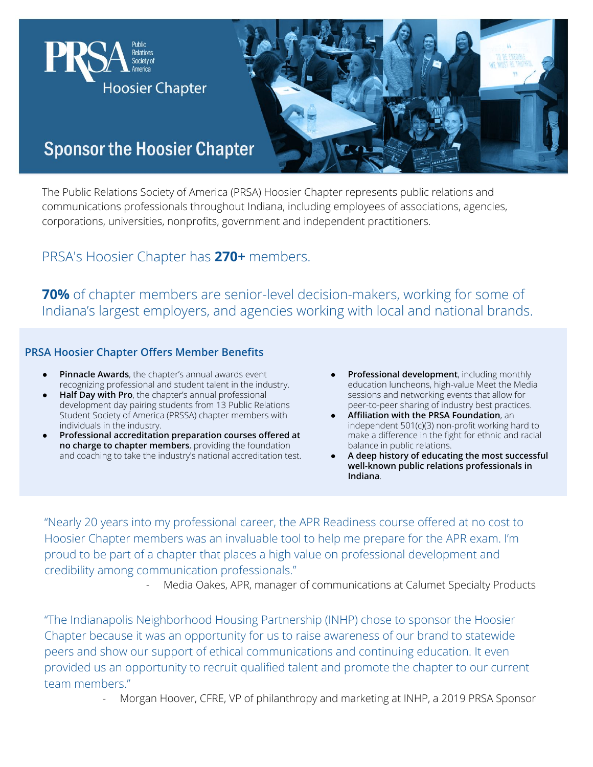# PRSA Public Relations Society of America Hoosier Chapter

# Sponsor the Hoosier Chapter

The Public Relations Society of America (PRSA) Hoosier Chapter represents public relations and communications professionals throughout Indiana, including employees of associations, agencies, corporations, universities, nonprofits, government and independent practitioners.

PRSA's Hoosier Chapter has **270+** members.

**70%** of chapter members are senior-level decision-makers, working for some of Indiana's largest employers, and agencies working with local and national brands.

## PRSA Hoosier Chapter Offers Member Benefits

- **Pinnacle Awards**, the chapter's annual awards event recognizing professional and student talent in the industry.
- **Half Day with Pro**, the chapter's annual professional development day pairing students from 13 Public Relations Student Society of America (PRSSA) chapter members with individuals in the industry.
- **Professional accreditation preparation courses offered at no charge to chapter members**, providing the foundation and coaching to take the industry's national accreditation test.
- **Professional development**, including monthly education luncheons, high-value Meet the Media sessions and networking events that allow for peer-to-peer sharing of industry best practices.
- **Affiliation with the PRSA Foundation**, an independent 501(c)(3) non-profit working hard to make a difference in the fight for ethnic and racial balance in public relations.
- **A deep history of educating the most successful well-known public relations professionals in Indiana**.

"Nearly 20 years into my professional career, the APR Readiness course offered at no cost to Hoosier Chapter members was an invaluable tool to help me prepare for the APR exam. I'm proud to be part of a chapter that places a high value on professional development and credibility among communication professionals."

- Media Oakes, APR, manager of communications at Calumet Specialty Products

"The Indianapolis Neighborhood Housing Partnership (INHP) chose to sponsor the Hoosier Chapter because it was an opportunity for us to raise awareness of our brand to statewide peers and show our support of ethical communications and continuing education. It even provided us an opportunity to recruit qualified talent and promote the chapter to our current team members."

- Morgan Hoover, CFRE, VP of philanthropy and marketing at INHP, a 2019 PRSA Sponsor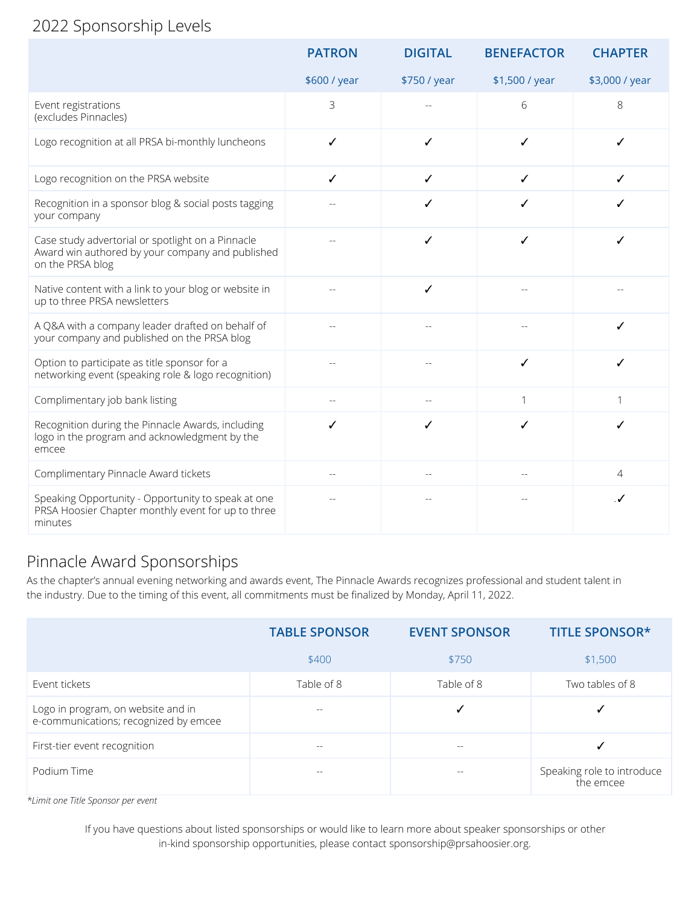## 2022 Sponsorship Levels

| | PATRON<br>$600 / year | DIGITAL<br>$750 / year | BENEFACTOR<br>$1,500 / year | CHAPTER<br>$3,000 / year |
|---|---|---|---|---|
| Event registrations (excludes Pinnacles) | 3 | -- | 6 | 8 |
| Logo recognition at all PRSA bi-monthly luncheons | ✓ | ✓ | ✓ | ✓ |
| Logo recognition on the PRSA website | ✓ | ✓ | ✓ | ✓ |
| Recognition in a sponsor blog & social posts tagging your company | -- | ✓ | ✓ | ✓ |
| Case study advertorial or spotlight on a Pinnacle Award win authored by your company and published on the PRSA blog | -- | ✓ | ✓ | ✓ |
| Native content with a link to your blog or website in up to three PRSA newsletters | -- | ✓ | -- | -- |
| A Q&A with a company leader drafted on behalf of your company and published on the PRSA blog | -- | -- | -- | ✓ |
| Option to participate as title sponsor for a networking event (speaking role & logo recognition) | -- | -- | ✓ | ✓ |
| Complimentary job bank listing | -- | -- | 1 | 1 |
| Recognition during the Pinnacle Awards, including logo in the program and acknowledgment by the emcee | ✓ | ✓ | ✓ | ✓ |
| Complimentary Pinnacle Award tickets | -- | -- | -- | 4 |
| Speaking Opportunity - Opportunity to speak at one PRSA Hoosier Chapter monthly event for up to three minutes | -- | -- | -- | .✓ |

## Pinnacle Award Sponsorships

As the chapter's annual evening networking and awards event, The Pinnacle Awards recognizes professional and student talent in the industry. Due to the timing of this event, all commitments must be finalized by Monday, April 11, 2022.

| | TABLE SPONSOR<br>$400 | EVENT SPONSOR<br>$750 | TITLE SPONSOR*<br>$1,500 |
|---|---|---|---|
| Event tickets | Table of 8 | Table of 8 | Two tables of 8 |
| Logo in program, on website and in e-communications; recognized by emcee | -- | ✓ | ✓ |
| First-tier event recognition | -- | -- | ✓ |
| Podium Time | -- | -- | Speaking role to introduce the emcee |

*\*Limit one Title Sponsor per event*

If you have questions about listed sponsorships or would like to learn more about speaker sponsorships or other in-kind sponsorship opportunities, please contact sponsorship@prsahoosier.org.